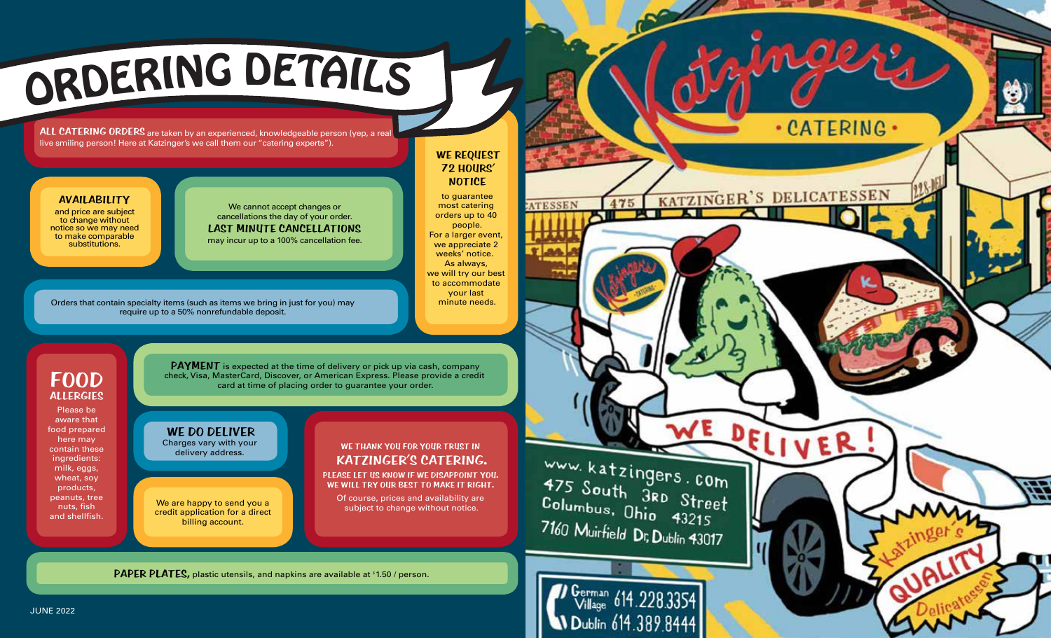# ORDERING DETAILS

**ALL CATERING ORDERS** are taken by an experienced, knowledgeable person (yep, a real live smiling person! Here at Katzinger's we call them our "catering experts").

**AVAILABILITY** and price are subject to change without notice so we may need to make comparable substitutions.

We cannot accept changes or cancellations the day of your order. **LAST MINUTE CANCELLATIONS** may incur up to a 100% cancellation fee.

Orders that contain specialty items (such as items we bring in just for you) may require up to a 50% nonrefundable deposit.

**WE REQUEST 72 HOURS' NOTICE** to guarantee most catering orders up to 40 people. For a larger event, we appreciate 2 weeks' notice. As always, we will try our best to accommodate your last minute needs.

## FOOD ALLERGIES

Please be aware that food prepared here may contain these ingredients: milk, eggs, wheat, soy products, peanuts, tree nuts, fish and shellfish.

**PAYMENT** is expected at the time of delivery or pick up via cash, company check, Visa, MasterCard, Discover, or American Express. Please provide a credit card at time of placing order to guarantee your order.

**WE DO DELIVER**
Charges vary with your delivery address.

We are happy to send you a credit application for a direct billing account.

**WE THANK YOU FOR YOUR TRUST IN KATZINGER'S CATERING.**
**PLEASE LET US KNOW IF WE DISAPPOINT YOU. WE WILL TRY OUR BEST TO MAKE IT RIGHT.**
Of course, prices and availability are subject to change without notice.

**PAPER PLATES,** plastic utensils, and napkins are available at $1.50 / person.

JUNE 2022

Katzinger's
• CATERING •

KATZINGER'S DELICATESSEN 475

WE DELIVER!

www.katzingers.com
475 South 3rd Street
Columbus, Ohio 43215
7160 Muirfield Dr, Dublin 43017

German Village 614.228.3354
Dublin 614.389.8444

Katzinger's QUALITY Delicatessen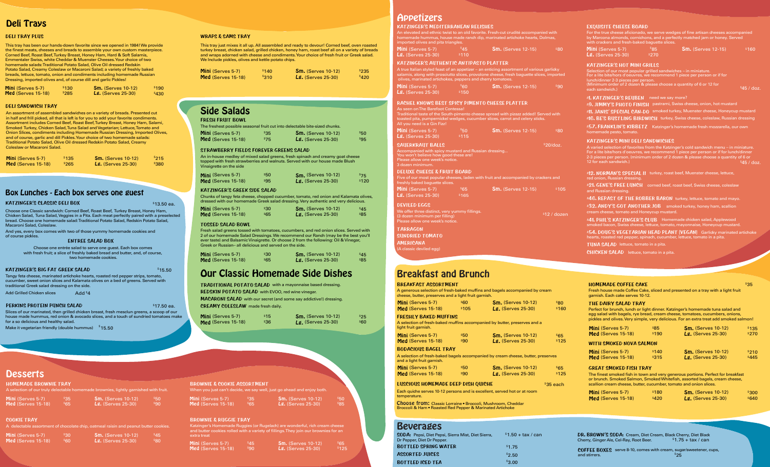# Deli Trays

### DELI TRAY PLUS

This tray has been our hands-down favorite since we opened in 1984! We provide the finest meats, cheeses and breads to assemble your own custom masterpiece. Corned Beef, Roast Beef, Turkey Breast, Honey Ham, Hard & Soft Salamis, Emmentaler Swiss, white Cheddar & Muenster Cheeses. Your choice of two homemade salads: Traditional Potato Salad, Olive Oil dressed Redskin Potato Salad, Creamy Coleslaw or Macaroni Salad; a variety of freshly baked breads, lettuce, tomato, onion and condiments including homemade Russian Dressing, imported olives and, of course dill and garlic Pickles!

| | | | |
|---|---|---|---|
| **Mini** (Serves 5-7) | $130 | **Sm.** (Serves 10-12) | $190 |
| **Med** (Serves 15-18) | $285 | **Lg.** (Serves 25-30) | $430 |

### DELI SANDWICH TRAY

An assortment of assembled sandwiches on a variety of breads. Presented cut in half and frill picked, all that is left is for you to add your favorite condiments. Assortment includes Corned Beef, Roast Beef, Turkey Breast, Honey Ham, Salami, Smoked Turkey, Chicken Salad, Tuna Salad and Vegetarian; Lettuce, Tomato and Onion Slices, condiments including Homemade Russian Dressing, Imported Olives, and of course, garlic and dill Pickles. Your choice of two homemade salads: Traditional Potato Salad, Olive Oil dressed Redskin Potato Salad, Creamy Coleslaw or Macaroni Salad.

| | | | |
|---|---|---|---|
| **Mini** (Serves 5-7) | $135 | **Sm.** (Serves 10-12) | $215 |
| **Med** (Serves 15-18) | $265 | **Lg.** (Serves 25-30) | $380 |

### WRAPS & SAMS TRAY

This tray just mixes it all up. All assembled and ready to devour! Corned beef, oven roasted turkey breast, chicken salad, grilled chicken, honey ham, roast beef all on a variety of breads and wraps adorned with cheese and condiments. Your choice of fresh fruit or Greek salad. We Include pickles, olives and kettle potato chips.

| | | | |
|---|---|---|---|
| **Mini** (Serves 5-7) | $140 | **Sm.** (Serves 10-12) | $235 |
| **Med** (Serves 15-18) | $310 | **Lg.** (Serves 25-30) | $420 |

# Box Lunches - Each box serves one guest

### KATZINGER'S CLASSIC DELI BOX — $13.50 ea.

Choose one Classic sandwich: Corned Beef, Roast Beef, Turkey Breast, Honey Ham, Chicken Salad, Tuna Salad, Veggies in a Pita. Each meat perfectly paired with a preselected bread. Choose one homemade salad: Traditional Potato Salad, Redskin Potato Salad, Macaroni Salad, Coleslaw.

And yes, every box comes with two of those yummy homemade cookies and of course pickles.

### ENTREE SALAD BOX

Choose one entrée salad to serve one guest. Each box comes with fresh fruit; a slice of freshly baked bread and butter, and, of course, two homemade cookies.

### KATZINGER'S BIG FAT GREEK SALAD — $15.50

Tangy feta cheese, marinated artichoke hearts, roasted red pepper strips, tomato, cucumber, sweet onion slices and Kalamata olives on a bed of greens. Served with traditional Greek salad dressing on the side.

Add Grilled Chicken slices — Add $4

### PERKINS PROTEIN PUNCH SALAD — $17.50 ea.

Slices of our marinated, then grilled chicken breast, fresh mesclun greens, a scoop of our house made hummus, red onion & avocado slices, and a touch of sundried tomatoes make for a so delicious and healthy salad.

Make it vegetarian friendly (double hummus) $15.50

# Side Salads

### FRESH FRUIT BOWL

The freshest possible seasonal fruit cut into delectable bite-sized chunks.

| | | | |
|---|---|---|---|
| **Mini** (Serves 5-7) | $35 | **Sm.** (Serves 10-12) | $50 |
| **Med** (Serves 15-18) | $75 | **Lg.** (Serves 25-30) | $95 |

### STRAWBERRY FIELDS FOREVER GREENS SALAD

An in-house medley of mixed salad greens, fresh spinach and creamy goat cheese topped with fresh strawberries and walnuts. Served with our house made Blush Vinaigrette on the side

| | | | |
|---|---|---|---|
| **Mini** (Serves 5-7) | $50 | **Sm.** (Serves 10-12) | $75 |
| **Med** (Serves 15-18) | $95 | **Lg.** (Serves 25-30) | $120 |

### KATZINGER'S GREEK SIDE SALAD

Chunks of tangy feta cheese, chopped cucumber, tomato, red onion and Kalamata olives, dressed with our homemade Greek salad dressing. Very authentic and very delicious.

| | | | |
|---|---|---|---|
| **Mini** (Serves 5-7) | $30 | **Sm.** (Serves 10-12) | $45 |
| **Med** (Serves 15-18) | $65 | **Lg.** (Serves 25-30) | $85 |

### TOSSED SALAD BOWL

Fresh salad greens tossed with tomatoes, cucumbers, and red onion slices. Served with 2 of our homemade Salad Dressings. We recommend our Ranch (may be the best you'll ever taste) and Balsamic Vinaigrette. Or choose 2 from the following: Oil & Vinegar, Greek or Russian– all delicious and served on the side.

| | | | |
|---|---|---|---|
| **Mini** (Serves 5-7) | $30 | **Sm.** (Serves 10-12) | $45 |
| **Med** (Serves 15-18) | $65 | **Lg.** (Serves 25-30) | $85 |

# Our Classic Homemade Side Dishes

**TRADITIONAL POTATO SALAD** with a mayonnaise based dressing.
**REDSKIN POTATO SALAD** with EVOO, red wine vinegar.
**MACARONI SALAD** with our secret (and some say addictive!) dressing.
**CREAMY COLESLAW** made fresh daily.

| | | | |
|---|---|---|---|
| **Mini** (Serves 5-7) | $15 | **Sm.** (Serves 10-12) | $25 |
| **Med** (Serves 15-18) | $36 | **Lg.** (Serves 25-30) | $60 |

# Desserts

### HOMEMADE BROWNIE TRAY

A selection of our truly delectable homemade brownies, lightly garnished with fruit.

| | | | |
|---|---|---|---|
| **Mini** (Serves 5-7) | $35 | **Sm.** (Serves 10-12) | $50 |
| **Med** (Serves 15-18) | $65 | **Lg.** (Serves 25-30) | $90 |

### COOKIE TRAY

A delectable assortment of chocolate chip, oatmeal raisin and peanut butter cookies.

| | | | |
|---|---|---|---|
| **Mini** (Serves 5-7) | $30 | **Sm.** (Serves 10-12) | $45 |
| **Med** (Serves 15-18) | $60 | **Lg.** (Serves 25-30) | $80 |

### BROWNIE & COOKIE ASSORTMENT

When you just can't decide, we say well, just go ahead and enjoy both.

| | | | |
|---|---|---|---|
| **Mini** (Serves 5-7) | $35 | **Sm.** (Serves 10-12) | $50 |
| **Med** (Serves 15-18) | $65 | **Lg.** (Serves 25-30) | $85 |

### BROWNIE & RUGGIE TRAY

Katzinger's Homemade Ruggies (or Rugelach) are wonderful, rich cream cheese and butter cookies rolled with a variety of fillings. They join our brownies for an extra treat

| | | | |
|---|---|---|---|
| **Mini** (Serves 5-7) | $45 | **Sm.** (Serves 10-12) | $65 |
| **Med** (Serves 15-18) | $90 | **Lg.** (Serves 25-30) | $125 |

# Appetizers

### KATZINGER'S MEDITERRANEAN RELISHES

An elevated and ethnic twist to an old favorite. Fresh-cut crudité accompanied with homemade hummus, house made ranch dip, marinated artichoke hearts, Dolmas, imported olives and pita triangles.

| | | | |
|---|---|---|---|
| **Mini** (Serves 5-7) | $45 | **Sm.** (Serves 12-15) | $80 |
| **Lg.** (Serves 25-30) | $110 | | |

### KATZINGER'S AUTHENTIC ANTIPASTO PLATTER

A true Italian styled feast of an appetizer – an enticing assortment of various garlicky salamis, along with prosciutto slices, provolone cheese, fresh baguette slices, imported olives, marinated artichokes, peppers and cherry tomatoes.

| | | | |
|---|---|---|---|
| **Mini** (Serves 5-7) | $60 | **Sm.** (Serves 12-15) | $90 |
| **Lg.** (Serves 25-30) | $150 | | |

### RACHEL KNOWS BEST SPICY PIMENTO CHEESE PLATTER

As seen on The Barefoot Contessa!

Traditional taste of the South-pimento cheese spread with pizazz added! Served with toasted pita, pumpernickel wedges, cucumber slices, carrot and celery sticks. All you need is a Gin Fizz!

| | | | |
|---|---|---|---|
| **Mini** (Serves 5-7) | $50 | **Sm.** (Serves 12-15) | $80 |
| **Lg.** (Serves 25-30) | $115 | | |

### SAUERKRAUT BALLS — $20/doz.

Accompanied with spicy mustard and Russian dressing...
You won't believe how good these are!
Please allow one week's notice.
3 dozen minimum.

### DELUXE CHEESE & FRUIT BOARD

Five of our most popular cheeses, laden with fruit and accompanied by crackers and freshly baked baguette slices.

| | | | |
|---|---|---|---|
| **Mini** (Serves 5-7) | $65 | **Sm.** (Serves 12-15) | $105 |
| **Lg.** (Serves 25-30) | $165 | | |

### DEVILED EGGS — $12 / dozen

We offer three distinct, very yummy fillings.
(3 dozen minimum per filling)
Please allow one week's notice.

**TARRAGON**
**SUNDRIED TOMATO**
**AMERICANA**
(A classic deviled egg)

### EXQUISITE CHEESE BOARD

For the true cheese aficionado, we serve wedges of fine artisan cheeses accompanied by Marcona almonds, cornichons, and a perfectly matched jam or honey. Served with crackers and fresh-baked baguette slices.

| | | | |
|---|---|---|---|
| **Mini** (Serves 5-7) | $85 | **Sm.** (Serves 12-15) | $160 |
| **Lg.** (Serves 25-30) | $270 | | |

### KATZINGER'S HOT MINI GRILLS — $45 / doz.

Selection of our most popular grilled sandwiches – in miniature.
For a lite bite/hors d'oeuvres, we recommend 1 piece per person or if for lunch/dinner 2-3 pieces per person.
(Minimum order of 2 dozen & please choose a quantity of 6 or 12 for each sandwich.)

**#1. KATZINGER'S REUBEN** need we say more?
**#9. JIMMY'S PHOTO FINISH** pastrami, Swiss cheese, onion, hot mustard
**#11. JANIS' SPECIAL CAN-DO** smoked turkey, Muenster cheese, Honeycup mustard
**#16. BE'S BUSTLING BIRDWICH** turkey, Swiss cheese, coleslaw, Russian dressing
**#57. FRANKLIN'S KIBBETZ** Katzinger's homemade fresh mozzarella, our own homemade pesto, tomato.

### KATZINGER'S MINI DELI SANDWICHES — $45 / doz.

A varied selection of favorites from the Katzinger's cold sandwich menu – in miniature. For a lite bite/hors d'oeuvres, we recommend 1 piece per person or if for lunch/dinner 2-3 pieces per person. (minimum order of 2 dozen & please choose a quantity of 6 or 12 for each sandwich.)

**#12. NORMAN'S SPECIAL II** turkey, roast beef, Muenster cheese, lettuce, red onion, Russian dressing.
**#21. GENE'S FREE LUNCH** corned beef, roast beef, Swiss cheese, coleslaw and Russian dressing.
**#46. REPAST OF THE ROBBER BARON** turkey, lettuce, tomato and mayo.
**#32. ANDY'S GOT ANOTHER JOB** smoked turkey, honey ham, scallion cream cheese, tomato and Honeycup mustard.
**#41. PHIL'S KATZINGER'S CLUB** Homemade chicken salad, Applewood smoked bacon, Swiss cheese, lettuce, tomato, mayonnaise, Honeycup mustard.
**#54. DOUG'S VEGETARIAN HEAD PLANT (VEGAN)** Garlicky marinated artichoke hearts, roasted red pepper, spinach, cucumber, lettuce, tomato in a pita.
**TUNA SALAD** lettuce, tomato in a pita.
**CHICKEN SALAD** lettuce, tomato in a pita.

# Breakfast and Brunch

### BREAKFAST ASSORTMENT

A generous selection of fresh-baked muffins and bagels accompanied by cream cheese, butter, preserves and a light fruit garnish.

| | | | |
|---|---|---|---|
| **Mini** (Serves 5-7) | $60 | **Sm.** (Serves 10-12) | $80 |
| **Med** (Serves 15-18) | $105 | **Lg.** (Serves 25-30) | $160 |

### FRESHLY BAKED MUFFINS

A selection of fresh-baked muffins accompanied by butter, preserves and a light fruit garnish.

| | | | |
|---|---|---|---|
| **Mini** (Serves 5-7) | $50 | **Sm.** (Serves 10-12) | $65 |
| **Med** (Serves 15-18) | $90 | **Lg.** (Serves 25-30) | $125 |

### BODACIOUS BAGEL TRAY

A selection of fresh-baked bagels accompanied by cream cheese, butter, preserves and a light fruit garnish.

| | | | |
|---|---|---|---|
| **Mini** (Serves 5-7) | $50 | **Sm.** (Serves 10-12) | $65 |
| **Med** (Serves 15-18) | $90 | **Lg.** (Serves 25-30) | $125 |

### LUSCIOUS HOMEMADE DEEP DISH QUICHE — $35 each

Each quiche serves 10-12 persons and is excellent, served hot or at room temperature.

**Choose from:** Classic Lorraine • Broccoli, Mushroom, Cheddar
Broccoli & Ham • Roasted Red Pepper & Marinated Artichoke

### HOMEMADE COFFEE CAKE — $35

Fresh house made Coffee Cake, sliced and presented on a tray with a light fruit garnish. Each cake serves 10-12.

### THE DAIRY SALAD TRAY

Perfect for brunch, lunch or light dinner. Katzinger's homemade tuna salad and egg salad with bagels, rye bread, cream cheese, tomatoes, cucumbers, onions, pickles and olives. Very simple, very delicious. For an extra treat add smoked salmon!

| | | | |
|---|---|---|---|
| **Mini** (Serves 5-7) | $85 | **Sm.** (Serves 10-12) | $135 |
| **Med** (Serves 15-18) | $190 | **Lg.** (Serves 25-30) | $270 |

### WITH SMOKED NOVA SALMON

| | | | |
|---|---|---|---|
| **Mini** (Serves 5-7) | $140 | **Sm.** (Serves 10-12) | $210 |
| **Med** (Serves 15-18) | $315 | **Lg.** (Serves 25-30) | $445 |

### GREAT SMOKED FISH TRAY

The finest smoked fish in town and very generous portions. Perfect for breakfast or brunch. Smoked Salmon, Smoked Whitefish, assorted bagels, cream cheese, scallion cream cheese, butter, cucumber, tomato and onion slices.

| | | | |
|---|---|---|---|
| **Mini** (Serves 5-7) | $180 | **Sm.** (Serves 10-12) | $300 |
| **Med** (Serves 15-18) | $420 | **Lg.** (Serves 25-30) | $640 |

# Beverages

| | |
|---|---|
| **SODA:** Pepsi, Diet Pepsi, Sierra Mist, Diet Sierra, Dr Pepper, Diet Dr Pepper. | $1.50 + tax / can |
| **BOTTLED SPRING WATER** | $1.75 |
| **ASSORTED JUICES** | $2.50 |
| **BOTTLED ICED TEA** | $3.00 |
| **DR. BROWN'S SODA:** Cream, Diet Cream, Black Cherry, Diet Black Cherry, Ginger Ale, Cel-Ray, Root Beer. | $1.75 + tax / can |
| **COFFEE BOXES** serve 8-10, comes with cream, sugar/sweetener, cups, and stirrers. | $25 |